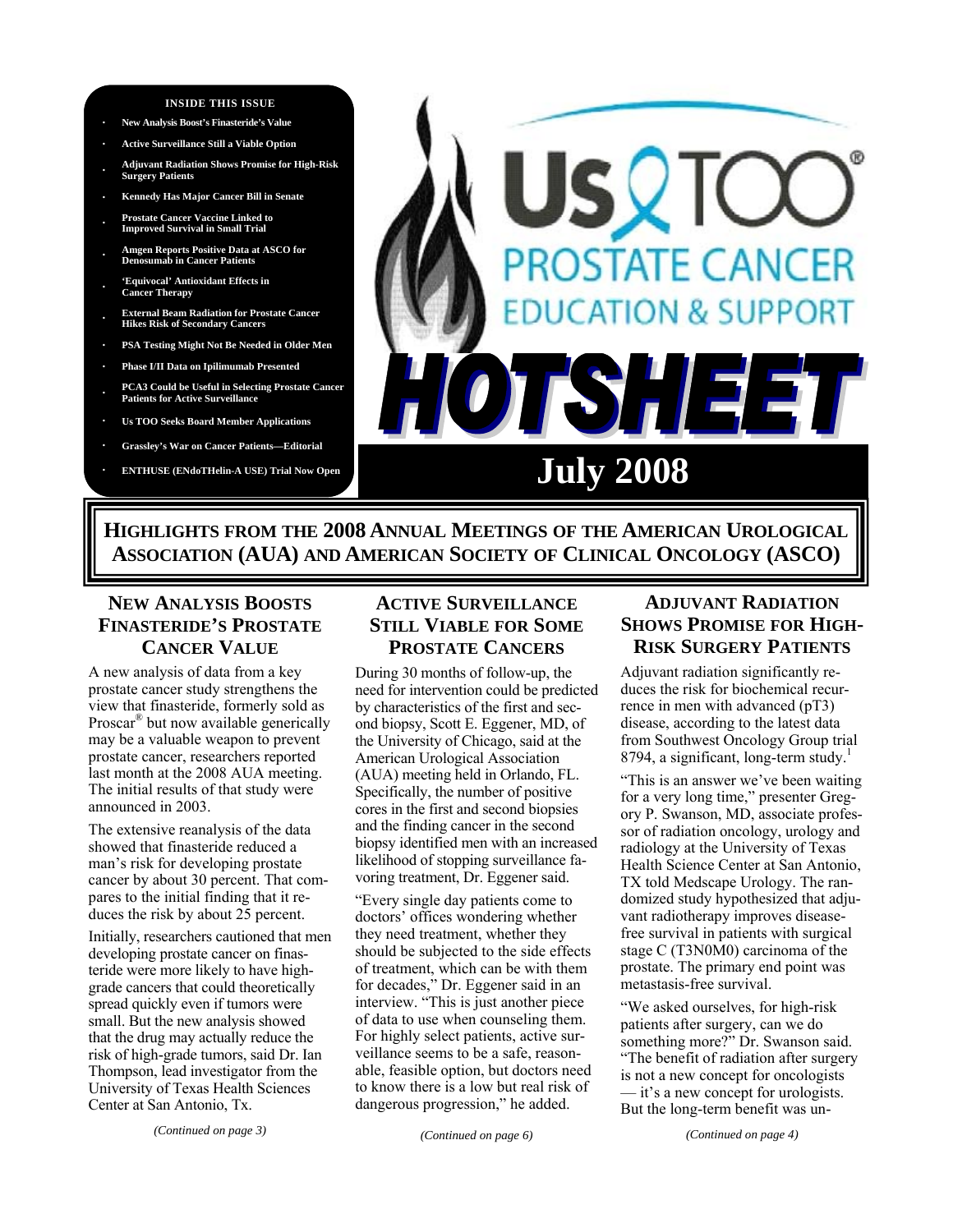**INSIDE THIS ISSUE**

- New Analysis Boost's Finasteride's Value
- Active Surveillance Still a Viable Option
- Adjuvant Radiation Shows Promise for High-Risk Surgery Patients
- Kennedy Has Major Cancer Bill in Senate
- Prostate Cancer Vaccine Linked to Improved Survival in Small Trial
- Amgen Reports Positive Data at ASCO for Denosumab in Cancer Patients
- 'Equivocal' Antioxidant Effects in Cancer Therapy
- External Beam Radiation for Prostate Cancer Hikes Risk of Secondary Cancers
- PSA Testing Might Not Be Needed in Older Men
- Phase I/II Data on Ipilimumab Presented
- PCA3 Could be Useful in Selecting Prostate Cancer Patients for Active Surveillance
- Us TOO Seeks Board Member Applications
- Grassley's War on Cancer Patients—Editorial
- ENTHUSE (ENdoTHelin-A USE) Trial Now Open

# Us TOO® PROSTATE CANCER EDUCATION & SUPPORT

# HOTSHEET

## July 2008

## HIGHLIGHTS FROM THE 2008 ANNUAL MEETINGS OF THE AMERICAN UROLOGICAL ASSOCIATION (AUA) AND AMERICAN SOCIETY OF CLINICAL ONCOLOGY (ASCO)

### NEW ANALYSIS BOOSTS FINASTERIDE'S PROSTATE CANCER VALUE

A new analysis of data from a key prostate cancer study strengthens the view that finasteride, formerly sold as Proscar® but now available generically may be a valuable weapon to prevent prostate cancer, researchers reported last month at the 2008 AUA meeting. The initial results of that study were announced in 2003.

The extensive reanalysis of the data showed that finasteride reduced a man's risk for developing prostate cancer by about 30 percent. That compares to the initial finding that it reduces the risk by about 25 percent.

Initially, researchers cautioned that men developing prostate cancer on finasteride were more likely to have high-grade cancers that could theoretically spread quickly even if tumors were small. But the new analysis showed that the drug may actually reduce the risk of high-grade tumors, said Dr. Ian Thompson, lead investigator from the University of Texas Health Sciences Center at San Antonio, Tx.

*(Continued on page 3)*

### ACTIVE SURVEILLANCE STILL VIABLE FOR SOME PROSTATE CANCERS

During 30 months of follow-up, the need for intervention could be predicted by characteristics of the first and second biopsy, Scott E. Eggener, MD, of the University of Chicago, said at the American Urological Association (AUA) meeting held in Orlando, FL. Specifically, the number of positive cores in the first and second biopsies and the finding cancer in the second biopsy identified men with an increased likelihood of stopping surveillance favoring treatment, Dr. Eggener said.

"Every single day patients come to doctors' offices wondering whether they need treatment, whether they should be subjected to the side effects of treatment, which can be with them for decades," Dr. Eggener said in an interview. "This is just another piece of data to use when counseling them. For highly select patients, active surveillance seems to be a safe, reasonable, feasible option, but doctors need to know there is a low but real risk of dangerous progression," he added.

*(Continued on page 6)*

### ADJUVANT RADIATION SHOWS PROMISE FOR HIGH-RISK SURGERY PATIENTS

Adjuvant radiation significantly reduces the risk for biochemical recurrence in men with advanced (pT3) disease, according to the latest data from Southwest Oncology Group trial 8794, a significant, long-term study.[1]

"This is an answer we've been waiting for a very long time," presenter Gregory P. Swanson, MD, associate professor of radiation oncology, urology and radiology at the University of Texas Health Science Center at San Antonio, TX told Medscape Urology. The randomized study hypothesized that adjuvant radiotherapy improves disease-free survival in patients with surgical stage C (T3N0M0) carcinoma of the prostate. The primary end point was metastasis-free survival.

"We asked ourselves, for high-risk patients after surgery, can we do something more?" Dr. Swanson said. "The benefit of radiation after surgery is not a new concept for oncologists — it's a new concept for urologists. But the long-term benefit was un-

*(Continued on page 4)*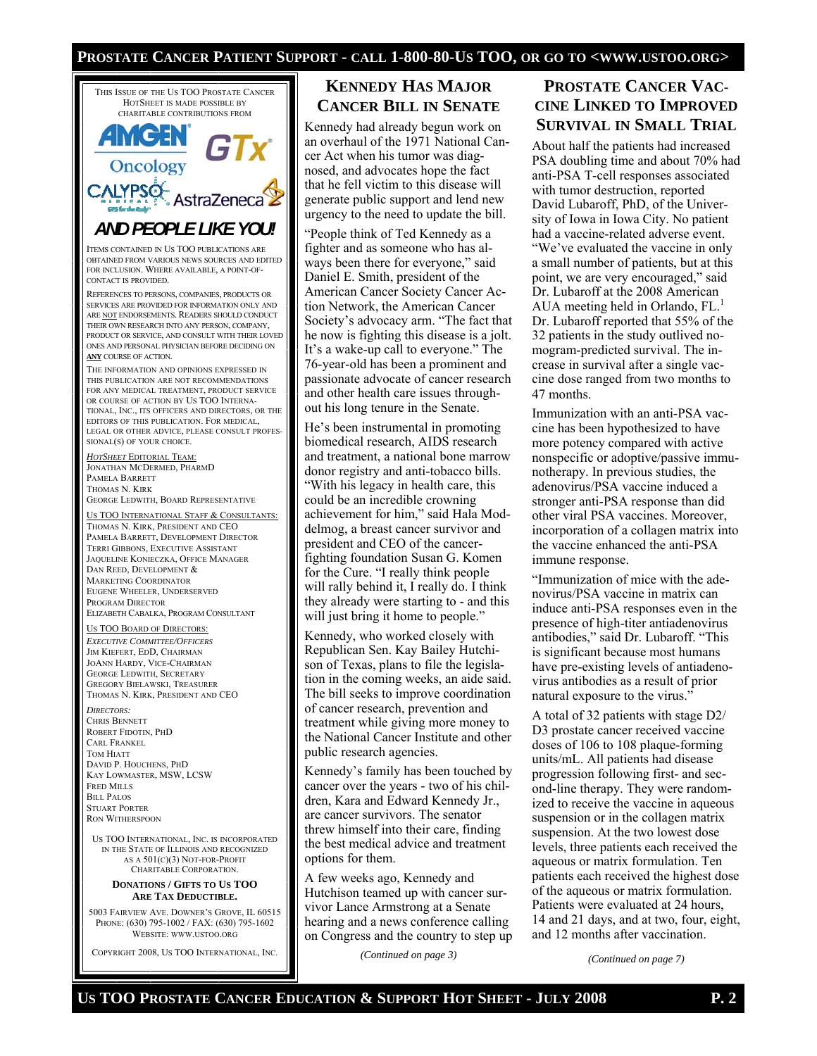This issue of the Us TOO Prostate Cancer HotSheet is made possible by charitable contributions from

AMGEN Oncology, GTx, CALYPSO Medical, AstraZeneca

**AND PEOPLE LIKE YOU!**

Items contained in Us TOO publications are obtained from various news sources and edited for inclusion. Where available, a point-of-contact is provided.

References to persons, companies, products or services are provided for information only and are not endorsements. Readers should conduct their own research into any person, company, product or service, and consult with their loved ones and personal physician before deciding on **any** course of action.

The information and opinions expressed in this publication are not recommendations for any medical treatment, product service or course of action by Us TOO International, Inc., its officers and directors, or the editors of this publication. For medical, legal or other advice, please consult professional(s) of your choice.

*HotSheet* Editorial Team:
Jonathan McDermed, PharmD
Pamela Barrett
Thomas N. Kirk
George Ledwith, Board Representative

Us TOO International Staff & Consultants:
Thomas N. Kirk, President and CEO
Pamela Barrett, Development Director
Terri Gibbons, Executive Assistant
Jaqueline Konieczka, Office Manager
Dan Reed, Development & Marketing Coordinator
Eugene Wheeler, Underserved Program Director
Elizabeth Cabalka, Program Consultant

Us TOO Board of Directors:
*Executive Committee/Officers*
Jim Kiefert, EdD, Chairman
JoAnn Hardy, Vice-Chairman
George Ledwith, Secretary
Gregory Bielawski, Treasurer
Thomas N. Kirk, President and CEO

*Directors:*
Chris Bennett
Robert Fidotin, PhD
Carl Frankel
Tom Hiatt
David P. Houchens, PhD
Kay Lowmaster, MSW, LCSW
Fred Mills
Bill Palos
Stuart Porter
Ron Witherspoon

Us TOO International, Inc. is incorporated in the State of Illinois and recognized as a 501(c)(3) Not-For-Profit Charitable Corporation.

**Donations / Gifts to Us TOO Are Tax Deductible.**

5003 Fairview Ave. Downer's Grove, IL 60515
Phone: (630) 795-1002 / Fax: (630) 795-1602
Website: www.ustoo.org

Copyright 2008, Us TOO International, Inc.

## Kennedy Has Major Cancer Bill in Senate

Kennedy had already begun work on an overhaul of the 1971 National Cancer Act when his tumor was diagnosed, and advocates hope the fact that he fell victim to this disease will generate public support and lend new urgency to the need to update the bill.

"People think of Ted Kennedy as a fighter and as someone who has always been there for everyone," said Daniel E. Smith, president of the American Cancer Society Cancer Action Network, the American Cancer Society's advocacy arm. "The fact that he now is fighting this disease is a jolt. It's a wake-up call to everyone." The 76-year-old has been a prominent and passionate advocate of cancer research and other health care issues throughout his long tenure in the Senate.

He's been instrumental in promoting biomedical research, AIDS research and treatment, a national bone marrow donor registry and anti-tobacco bills. "With his legacy in health care, this could be an incredible crowning achievement for him," said Hala Moddelmog, a breast cancer survivor and president and CEO of the cancer-fighting foundation Susan G. Komen for the Cure. "I really think people will rally behind it, I really do. I think they already were starting to - and this will just bring it home to people."

Kennedy, who worked closely with Republican Sen. Kay Bailey Hutchison of Texas, plans to file the legislation in the coming weeks, an aide said. The bill seeks to improve coordination of cancer research, prevention and treatment while giving more money to the National Cancer Institute and other public research agencies.

Kennedy's family has been touched by cancer over the years - two of his children, Kara and Edward Kennedy Jr., are cancer survivors. The senator threw himself into their care, finding the best medical advice and treatment options for them.

A few weeks ago, Kennedy and Hutchison teamed up with cancer survivor Lance Armstrong at a Senate hearing and a news conference calling on Congress and the country to step up

*(Continued on page 3)*

## Prostate Cancer Vaccine Linked to Improved Survival in Small Trial

About half the patients had increased PSA doubling time and about 70% had anti-PSA T-cell responses associated with tumor destruction, reported David Lubaroff, PhD, of the University of Iowa in Iowa City. No patient had a vaccine-related adverse event. "We've evaluated the vaccine in only a small number of patients, but at this point, we are very encouraged," said Dr. Lubaroff at the 2008 American AUA meeting held in Orlando, FL.[1] Dr. Lubaroff reported that 55% of the 32 patients in the study outlived nomogram-predicted survival. The increase in survival after a single vaccine dose ranged from two months to 47 months.

Immunization with an anti-PSA vaccine has been hypothesized to have more potency compared with active nonspecific or adoptive/passive immunotherapy. In previous studies, the adenovirus/PSA vaccine induced a stronger anti-PSA response than did other viral PSA vaccines. Moreover, incorporation of a collagen matrix into the vaccine enhanced the anti-PSA immune response.

"Immunization of mice with the adenovirus/PSA vaccine in matrix can induce anti-PSA responses even in the presence of high-titer antiadenovirus antibodies," said Dr. Lubaroff. "This is significant because most humans have pre-existing levels of antiadenovirus antibodies as a result of prior natural exposure to the virus."

A total of 32 patients with stage D2/D3 prostate cancer received vaccine doses of 106 to 108 plaque-forming units/mL. All patients had disease progression following first- and second-line therapy. They were randomized to receive the vaccine in aqueous suspension or in the collagen matrix suspension. At the two lowest dose levels, three patients each received the aqueous or matrix formulation. Ten patients each received the highest dose of the aqueous or matrix formulation. Patients were evaluated at 24 hours, 14 and 21 days, and at two, four, eight, and 12 months after vaccination.

*(Continued on page 7)*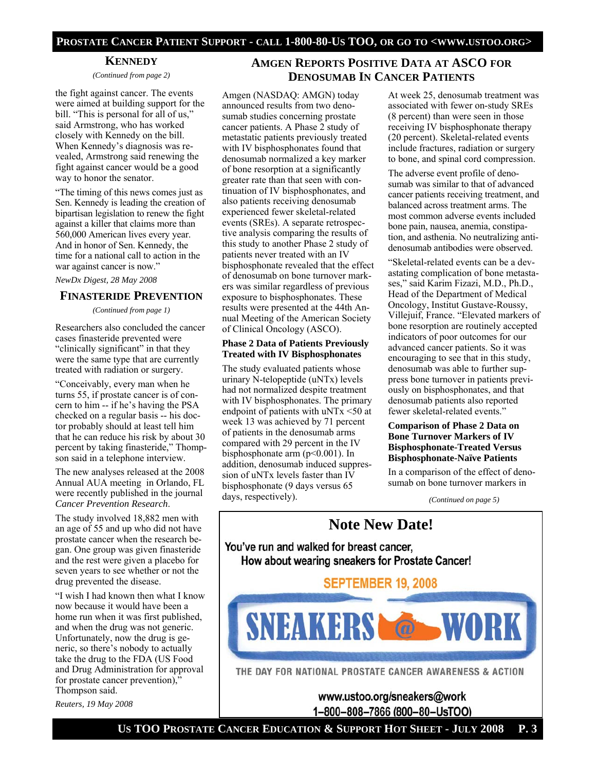## KENNEDY

*(Continued from page 2)*

the fight against cancer. The events were aimed at building support for the bill. "This is personal for all of us," said Armstrong, who has worked closely with Kennedy on the bill. When Kennedy's diagnosis was revealed, Armstrong said renewing the fight against cancer would be a good way to honor the senator.

"The timing of this news comes just as Sen. Kennedy is leading the creation of bipartisan legislation to renew the fight against a killer that claims more than 560,000 American lives every year. And in honor of Sen. Kennedy, the time for a national call to action in the war against cancer is now."

*NewDx Digest, 28 May 2008*

## FINASTERIDE PREVENTION

*(Continued from page 1)*

Researchers also concluded the cancer cases finasteride prevented were "clinically significant" in that they were the same type that are currently treated with radiation or surgery.

"Conceivably, every man when he turns 55, if prostate cancer is of concern to him -- if he's having the PSA checked on a regular basis -- his doctor probably should at least tell him that he can reduce his risk by about 30 percent by taking finasteride," Thompson said in a telephone interview.

The new analyses released at the 2008 Annual AUA meeting in Orlando, FL were recently published in the journal *Cancer Prevention Research*.

The study involved 18,882 men with an age of 55 and up who did not have prostate cancer when the research began. One group was given finasteride and the rest were given a placebo for seven years to see whether or not the drug prevented the disease.

"I wish I had known then what I know now because it would have been a home run when it was first published, and when the drug was not generic. Unfortunately, now the drug is generic, so there's nobody to actually take the drug to the FDA (US Food and Drug Administration for approval for prostate cancer prevention)," Thompson said.

*Reuters, 19 May 2008*

## AMGEN REPORTS POSITIVE DATA AT ASCO FOR DENOSUMAB IN CANCER PATIENTS

Amgen (NASDAQ: AMGN) today announced results from two denosumab studies concerning prostate cancer patients. A Phase 2 study of metastatic patients previously treated with IV bisphosphonates found that denosumab normalized a key marker of bone resorption at a significantly greater rate than that seen with continuation of IV bisphosphonates, and also patients receiving denosumab experienced fewer skeletal-related events (SREs). A separate retrospective analysis comparing the results of this study to another Phase 2 study of patients never treated with an IV bisphosphonate revealed that the effect of denosumab on bone turnover markers was similar regardless of previous exposure to bisphosphonates. These results were presented at the 44th Annual Meeting of the American Society of Clinical Oncology (ASCO).

### Phase 2 Data of Patients Previously Treated with IV Bisphosphonates

The study evaluated patients whose urinary N-telopeptide (uNTx) levels had not normalized despite treatment with IV bisphosphonates. The primary endpoint of patients with uNTx <50 at week 13 was achieved by 71 percent of patients in the denosumab arms compared with 29 percent in the IV bisphosphonate arm ($p<0.001$). In addition, denosumab induced suppression of uNTx levels faster than IV bisphosphonate (9 days versus 65 days, respectively).

At week 25, denosumab treatment was associated with fewer on-study SREs (8 percent) than were seen in those receiving IV bisphosphonate therapy (20 percent). Skeletal-related events include fractures, radiation or surgery to bone, and spinal cord compression.

The adverse event profile of denosumab was similar to that of advanced cancer patients receiving treatment, and balanced across treatment arms. The most common adverse events included bone pain, nausea, anemia, constipation, and asthenia. No neutralizing anti-denosumab antibodies were observed.

"Skeletal-related events can be a devastating complication of bone metastases," said Karim Fizazi, M.D., Ph.D., Head of the Department of Medical Oncology, Institut Gustave-Roussy, Villejuif, France. "Elevated markers of bone resorption are routinely accepted indicators of poor outcomes for our advanced cancer patients. So it was encouraging to see that in this study, denosumab was able to further suppress bone turnover in patients previously on bisphosphonates, and that denosumab patients also reported fewer skeletal-related events."

### Comparison of Phase 2 Data on Bone Turnover Markers of IV Bisphosphonate-Treated Versus Bisphosphonate-Naïve Patients

In a comparison of the effect of denosumab on bone turnover markers in

*(Continued on page 5)*

## Note New Date!

**You've run and walked for breast cancer, How about wearing sneakers for Prostate Cancer!**

**SEPTEMBER 19, 2008**

**SNEAKERS @ WORK**

THE DAY FOR NATIONAL PROSTATE CANCER AWARENESS & ACTION

www.ustoo.org/sneakers@work
1–800–808–7866 (800–80–UsTOO)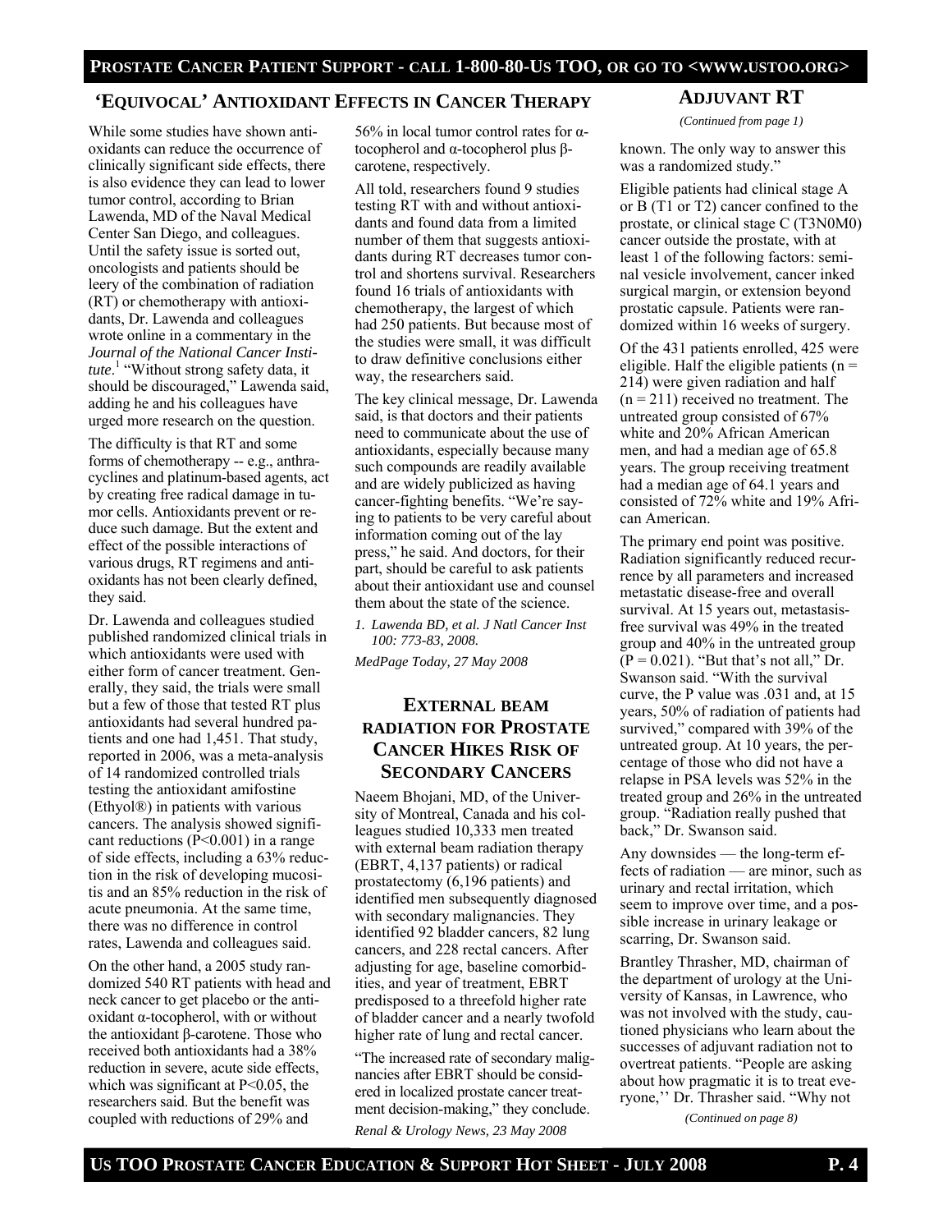## 'EQUIVOCAL' ANTIOXIDANT EFFECTS IN CANCER THERAPY

While some studies have shown antioxidants can reduce the occurrence of clinically significant side effects, there is also evidence they can lead to lower tumor control, according to Brian Lawenda, MD of the Naval Medical Center San Diego, and colleagues. Until the safety issue is sorted out, oncologists and patients should be leery of the combination of radiation (RT) or chemotherapy with antioxidants, Dr. Lawenda and colleagues wrote online in a commentary in the *Journal of the National Cancer Institute*.[1] "Without strong safety data, it should be discouraged," Lawenda said, adding he and his colleagues have urged more research on the question.

The difficulty is that RT and some forms of chemotherapy -- e.g., anthracyclines and platinum-based agents, act by creating free radical damage in tumor cells. Antioxidants prevent or reduce such damage. But the extent and effect of the possible interactions of various drugs, RT regimens and antioxidants has not been clearly defined, they said.

Dr. Lawenda and colleagues studied published randomized clinical trials in which antioxidants were used with either form of cancer treatment. Generally, they said, the trials were small but a few of those that tested RT plus antioxidants had several hundred patients and one had 1,451. That study, reported in 2006, was a meta-analysis of 14 randomized controlled trials testing the antioxidant amifostine (Ethyol®) in patients with various cancers. The analysis showed significant reductions ($P<0.001$) in a range of side effects, including a 63% reduction in the risk of developing mucositis and an 85% reduction in the risk of acute pneumonia. At the same time, there was no difference in control rates, Lawenda and colleagues said.

On the other hand, a 2005 study randomized 540 RT patients with head and neck cancer to get placebo or the antioxidant α-tocopherol, with or without the antioxidant β-carotene. Those who received both antioxidants had a 38% reduction in severe, acute side effects, which was significant at $P<0.05$, the researchers said. But the benefit was coupled with reductions of 29% and 56% in local tumor control rates for α-tocopherol and α-tocopherol plus β-carotene, respectively.

All told, researchers found 9 studies testing RT with and without antioxidants and found data from a limited number of them that suggests antioxidants during RT decreases tumor control and shortens survival. Researchers found 16 trials of antioxidants with chemotherapy, the largest of which had 250 patients. But because most of the studies were small, it was difficult to draw definitive conclusions either way, the researchers said.

The key clinical message, Dr. Lawenda said, is that doctors and their patients need to communicate about the use of antioxidants, especially because many such compounds are readily available and are widely publicized as having cancer-fighting benefits. "We're saying to patients to be very careful about information coming out of the lay press," he said. And doctors, for their part, should be careful to ask patients about their antioxidant use and counsel them about the state of the science.

1. *Lawenda BD, et al. J Natl Cancer Inst 100: 773-83, 2008.*

*MedPage Today, 27 May 2008*

## EXTERNAL BEAM RADIATION FOR PROSTATE CANCER HIKES RISK OF SECONDARY CANCERS

Naeem Bhojani, MD, of the University of Montreal, Canada and his colleagues studied 10,333 men treated with external beam radiation therapy (EBRT, 4,137 patients) or radical prostatectomy (6,196 patients) and identified men subsequently diagnosed with secondary malignancies. They identified 92 bladder cancers, 82 lung cancers, and 228 rectal cancers. After adjusting for age, baseline comorbidities, and year of treatment, EBRT predisposed to a threefold higher rate of bladder cancer and a nearly twofold higher rate of lung and rectal cancer.

"The increased rate of secondary malignancies after EBRT should be considered in localized prostate cancer treatment decision-making," they conclude.

*Renal & Urology News, 23 May 2008*

## ADJUVANT RT

*(Continued from page 1)*

known. The only way to answer this was a randomized study."

Eligible patients had clinical stage A or B (T1 or T2) cancer confined to the prostate, or clinical stage C (T3N0M0) cancer outside the prostate, with at least 1 of the following factors: seminal vesicle involvement, cancer inked surgical margin, or extension beyond prostatic capsule. Patients were randomized within 16 weeks of surgery.

Of the 431 patients enrolled, 425 were eligible. Half the eligible patients ($n = 214$) were given radiation and half ($n = 211$) received no treatment. The untreated group consisted of 67% white and 20% African American men, and had a median age of 65.8 years. The group receiving treatment had a median age of 64.1 years and consisted of 72% white and 19% African American.

The primary end point was positive. Radiation significantly reduced recurrence by all parameters and increased metastatic disease-free and overall survival. At 15 years out, metastasis-free survival was 49% in the treated group and 40% in the untreated group ($P = 0.021$). "But that's not all," Dr. Swanson said. "With the survival curve, the P value was .031 and, at 15 years, 50% of radiation of patients had survived," compared with 39% of the untreated group. At 10 years, the percentage of those who did not have a relapse in PSA levels was 52% in the treated group and 26% in the untreated group. "Radiation really pushed that back," Dr. Swanson said.

Any downsides — the long-term effects of radiation — are minor, such as urinary and rectal irritation, which seem to improve over time, and a possible increase in urinary leakage or scarring, Dr. Swanson said.

Brantley Thrasher, MD, chairman of the department of urology at the University of Kansas, in Lawrence, who was not involved with the study, cautioned physicians who learn about the successes of adjuvant radiation not to overtreat patients. "People are asking about how pragmatic it is to treat everyone,'' Dr. Thrasher said. "Why not

*(Continued on page 8)*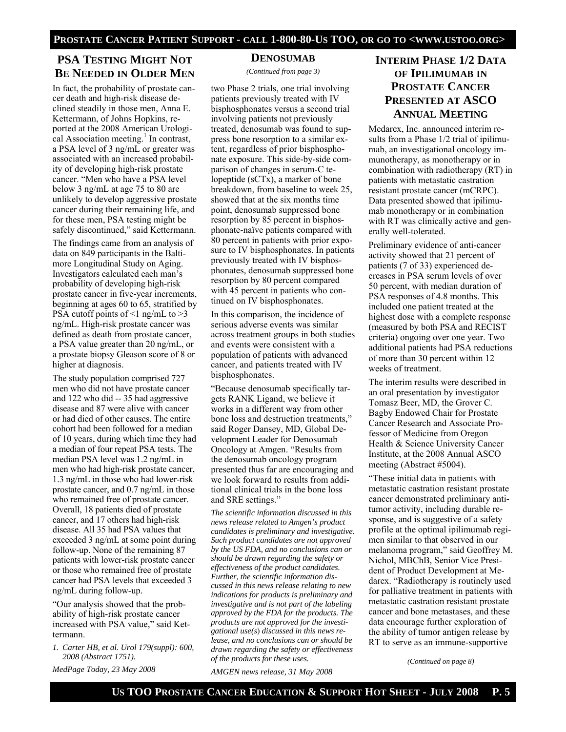## PSA Testing Might Not Be Needed in Older Men

In fact, the probability of prostate cancer death and high-risk disease declined steadily in those men, Anna E. Kettermann, of Johns Hopkins, reported at the 2008 American Urological Association meeting.[1] In contrast, a PSA level of 3 ng/mL or greater was associated with an increased probability of developing high-risk prostate cancer. "Men who have a PSA level below 3 ng/mL at age 75 to 80 are unlikely to develop aggressive prostate cancer during their remaining life, and for these men, PSA testing might be safely discontinued," said Kettermann.

The findings came from an analysis of data on 849 participants in the Baltimore Longitudinal Study on Aging. Investigators calculated each man's probability of developing high-risk prostate cancer in five-year increments, beginning at ages 60 to 65, stratified by PSA cutoff points of <1 ng/mL to >3 ng/mL. High-risk prostate cancer was defined as death from prostate cancer, a PSA value greater than 20 ng/mL, or a prostate biopsy Gleason score of 8 or higher at diagnosis.

The study population comprised 727 men who did not have prostate cancer and 122 who did -- 35 had aggressive disease and 87 were alive with cancer or had died of other causes. The entire cohort had been followed for a median of 10 years, during which time they had a median of four repeat PSA tests. The median PSA level was 1.2 ng/mL in men who had high-risk prostate cancer, 1.3 ng/mL in those who had lower-risk prostate cancer, and 0.7 ng/mL in those who remained free of prostate cancer. Overall, 18 patients died of prostate cancer, and 17 others had high-risk disease. All 35 had PSA values that exceeded 3 ng/mL at some point during follow-up. None of the remaining 87 patients with lower-risk prostate cancer or those who remained free of prostate cancer had PSA levels that exceeded 3 ng/mL during follow-up.

"Our analysis showed that the probability of high-risk prostate cancer increased with PSA value," said Kettermann.

1. *Carter HB, et al. Urol 179(suppl): 600, 2008 (Abstract 1751).*

*MedPage Today, 23 May 2008*

## Denosumab

*(Continued from page 3)*

two Phase 2 trials, one trial involving patients previously treated with IV bisphosphonates versus a second trial involving patients not previously treated, denosumab was found to suppress bone resorption to a similar extent, regardless of prior bisphosphonate exposure. This side-by-side comparison of changes in serum-C telopeptide (sCTx), a marker of bone breakdown, from baseline to week 25, showed that at the six months time point, denosumab suppressed bone resorption by 85 percent in bisphosphonate-naïve patients compared with 80 percent in patients with prior exposure to IV bisphosphonates. In patients previously treated with IV bisphosphonates, denosumab suppressed bone resorption by 80 percent compared with 45 percent in patients who continued on IV bisphosphonates.

In this comparison, the incidence of serious adverse events was similar across treatment groups in both studies and events were consistent with a population of patients with advanced cancer, and patients treated with IV bisphosphonates.

"Because denosumab specifically targets RANK Ligand, we believe it works in a different way from other bone loss and destruction treatments," said Roger Dansey, MD, Global Development Leader for Denosumab Oncology at Amgen. "Results from the denosumab oncology program presented thus far are encouraging and we look forward to results from additional clinical trials in the bone loss and SRE settings."

*The scientific information discussed in this news release related to Amgen's product candidates is preliminary and investigative. Such product candidates are not approved by the US FDA, and no conclusions can or should be drawn regarding the safety or effectiveness of the product candidates. Further, the scientific information discussed in this news release relating to new indications for products is preliminary and investigative and is not part of the labeling approved by the FDA for the products. The products are not approved for the investigational use(s) discussed in this news release, and no conclusions can or should be drawn regarding the safety or effectiveness of the products for these uses.*

*AMGEN news release, 31 May 2008*

## Interim Phase 1/2 Data of Ipilimumab in Prostate Cancer Presented at ASCO Annual Meeting

Medarex, Inc. announced interim results from a Phase 1/2 trial of ipilimumab, an investigational oncology immunotherapy, as monotherapy or in combination with radiotherapy (RT) in patients with metastatic castration resistant prostate cancer (mCRPC). Data presented showed that ipilimumab monotherapy or in combination with RT was clinically active and generally well-tolerated.

Preliminary evidence of anti-cancer activity showed that 21 percent of patients (7 of 33) experienced decreases in PSA serum levels of over 50 percent, with median duration of PSA responses of 4.8 months. This included one patient treated at the highest dose with a complete response (measured by both PSA and RECIST criteria) ongoing over one year. Two additional patients had PSA reductions of more than 30 percent within 12 weeks of treatment.

The interim results were described in an oral presentation by investigator Tomasz Beer, MD, the Grover C. Bagby Endowed Chair for Prostate Cancer Research and Associate Professor of Medicine from Oregon Health & Science University Cancer Institute, at the 2008 Annual ASCO meeting (Abstract #5004).

"These initial data in patients with metastatic castration resistant prostate cancer demonstrated preliminary antitumor activity, including durable response, and is suggestive of a safety profile at the optimal ipilimumab regimen similar to that observed in our melanoma program," said Geoffrey M. Nichol, MBChB, Senior Vice President of Product Development at Medarex. "Radiotherapy is routinely used for palliative treatment in patients with metastatic castration resistant prostate cancer and bone metastases, and these data encourage further exploration of the ability of tumor antigen release by RT to serve as an immune-supportive

*(Continued on page 8)*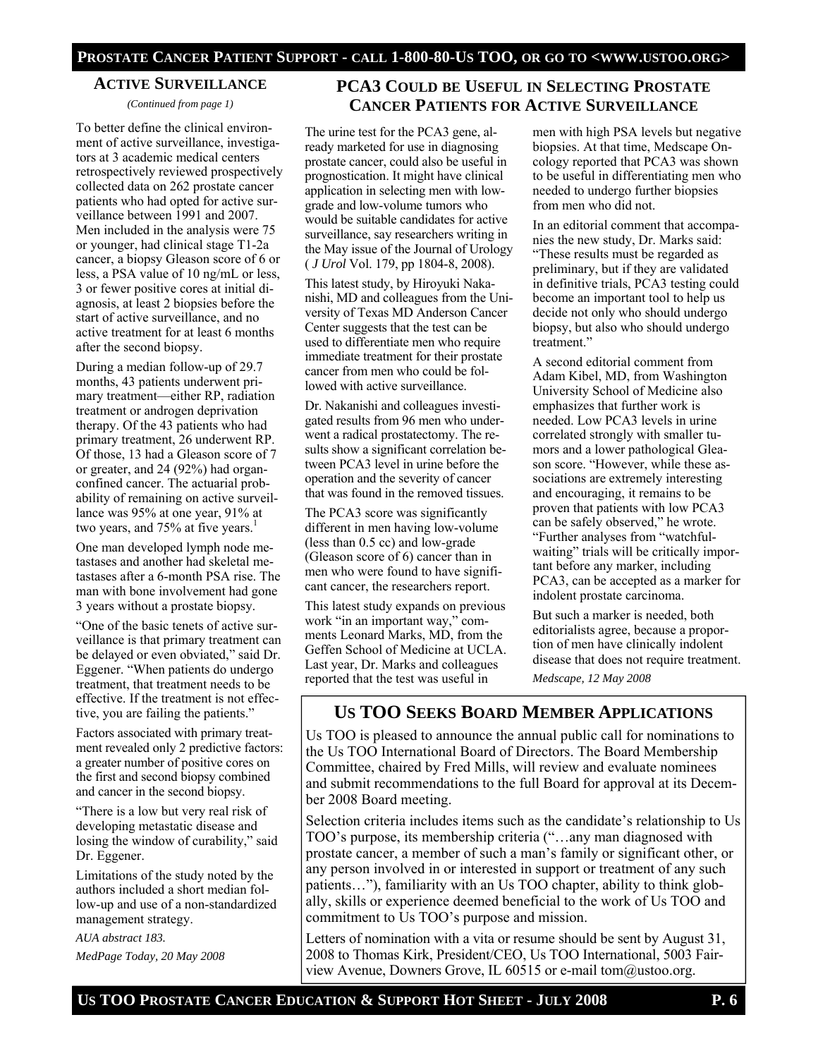## Active Surveillance

*(Continued from page 1)*

To better define the clinical environment of active surveillance, investigators at 3 academic medical centers retrospectively reviewed prospectively collected data on 262 prostate cancer patients who had opted for active surveillance between 1991 and 2007. Men included in the analysis were 75 or younger, had clinical stage T1-2a cancer, a biopsy Gleason score of 6 or less, a PSA value of 10 ng/mL or less, 3 or fewer positive cores at initial diagnosis, at least 2 biopsies before the start of active surveillance, and no active treatment for at least 6 months after the second biopsy.

During a median follow-up of 29.7 months, 43 patients underwent primary treatment—either RP, radiation treatment or androgen deprivation therapy. Of the 43 patients who had primary treatment, 26 underwent RP. Of those, 13 had a Gleason score of 7 or greater, and 24 (92%) had organ-confined cancer. The actuarial probability of remaining on active surveillance was 95% at one year, 91% at two years, and 75% at five years.[1]

One man developed lymph node metastases and another had skeletal metastases after a 6-month PSA rise. The man with bone involvement had gone 3 years without a prostate biopsy.

"One of the basic tenets of active surveillance is that primary treatment can be delayed or even obviated," said Dr. Eggener. "When patients do undergo treatment, that treatment needs to be effective. If the treatment is not effective, you are failing the patients."

Factors associated with primary treatment revealed only 2 predictive factors: a greater number of positive cores on the first and second biopsy combined and cancer in the second biopsy.

"There is a low but very real risk of developing metastatic disease and losing the window of curability," said Dr. Eggener.

Limitations of the study noted by the authors included a short median follow-up and use of a non-standardized management strategy.

*AUA abstract 183.*

*MedPage Today, 20 May 2008*

## PCA3 Could be Useful in Selecting Prostate Cancer Patients for Active Surveillance

The urine test for the PCA3 gene, already marketed for use in diagnosing prostate cancer, could also be useful in prognostication. It might have clinical application in selecting men with low-grade and low-volume tumors who would be suitable candidates for active surveillance, say researchers writing in the May issue of the Journal of Urology (*J Urol* Vol. 179, pp 1804-8, 2008).

This latest study, by Hiroyuki Nakanishi, MD and colleagues from the University of Texas MD Anderson Cancer Center suggests that the test can be used to differentiate men who require immediate treatment for their prostate cancer from men who could be followed with active surveillance.

Dr. Nakanishi and colleagues investigated results from 96 men who underwent a radical prostatectomy. The results show a significant correlation between PCA3 level in urine before the operation and the severity of cancer that was found in the removed tissues.

The PCA3 score was significantly different in men having low-volume (less than 0.5 cc) and low-grade (Gleason score of 6) cancer than in men who were found to have significant cancer, the researchers report.

This latest study expands on previous work "in an important way," comments Leonard Marks, MD, from the Geffen School of Medicine at UCLA. Last year, Dr. Marks and colleagues reported that the test was useful in men with high PSA levels but negative biopsies. At that time, Medscape Oncology reported that PCA3 was shown to be useful in differentiating men who needed to undergo further biopsies from men who did not.

In an editorial comment that accompanies the new study, Dr. Marks said: "These results must be regarded as preliminary, but if they are validated in definitive trials, PCA3 testing could become an important tool to help us decide not only who should undergo biopsy, but also who should undergo treatment."

A second editorial comment from Adam Kibel, MD, from Washington University School of Medicine also emphasizes that further work is needed. Low PCA3 levels in urine correlated strongly with smaller tumors and a lower pathological Gleason score. "However, while these associations are extremely interesting and encouraging, it remains to be proven that patients with low PCA3 can be safely observed," he wrote. "Further analyses from "watchful-waiting" trials will be critically important before any marker, including PCA3, can be accepted as a marker for indolent prostate carcinoma.

But such a marker is needed, both editorialists agree, because a proportion of men have clinically indolent disease that does not require treatment.

*Medscape, 12 May 2008*

## Us TOO Seeks Board Member Applications

Us TOO is pleased to announce the annual public call for nominations to the Us TOO International Board of Directors. The Board Membership Committee, chaired by Fred Mills, will review and evaluate nominees and submit recommendations to the full Board for approval at its December 2008 Board meeting.

Selection criteria includes items such as the candidate's relationship to Us TOO's purpose, its membership criteria ("…any man diagnosed with prostate cancer, a member of such a man's family or significant other, or any person involved in or interested in support or treatment of any such patients…"), familiarity with an Us TOO chapter, ability to think globally, skills or experience deemed beneficial to the work of Us TOO and commitment to Us TOO's purpose and mission.

Letters of nomination with a vita or resume should be sent by August 31, 2008 to Thomas Kirk, President/CEO, Us TOO International, 5003 Fairview Avenue, Downers Grove, IL 60515 or e-mail tom@ustoo.org.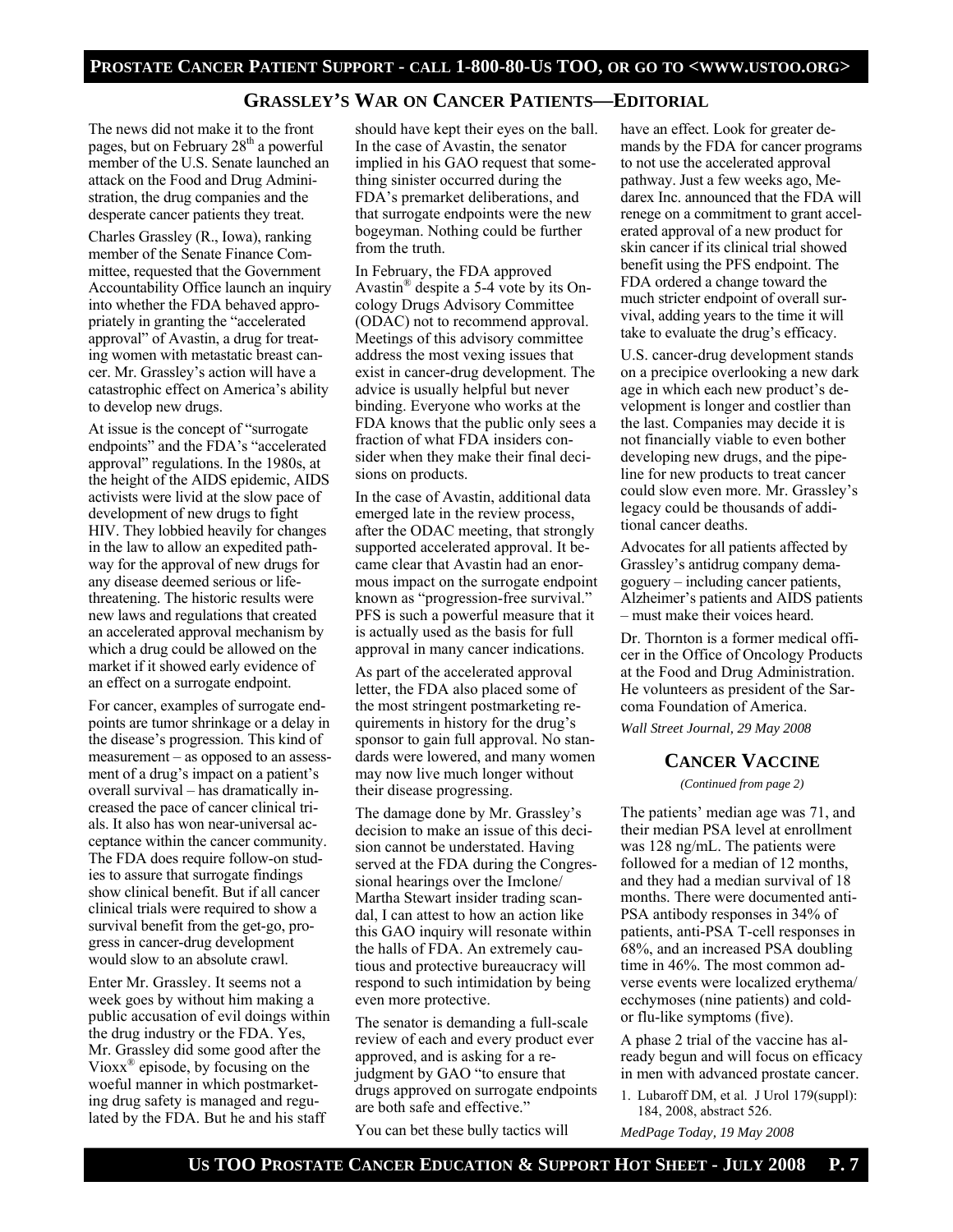## GRASSLEY'S WAR ON CANCER PATIENTS—EDITORIAL

The news did not make it to the front pages, but on February 28th a powerful member of the U.S. Senate launched an attack on the Food and Drug Administration, the drug companies and the desperate cancer patients they treat.

Charles Grassley (R., Iowa), ranking member of the Senate Finance Committee, requested that the Government Accountability Office launch an inquiry into whether the FDA behaved appropriately in granting the "accelerated approval" of Avastin, a drug for treating women with metastatic breast cancer. Mr. Grassley's action will have a catastrophic effect on America's ability to develop new drugs.

At issue is the concept of "surrogate endpoints" and the FDA's "accelerated approval" regulations. In the 1980s, at the height of the AIDS epidemic, AIDS activists were livid at the slow pace of development of new drugs to fight HIV. They lobbied heavily for changes in the law to allow an expedited pathway for the approval of new drugs for any disease deemed serious or life-threatening. The historic results were new laws and regulations that created an accelerated approval mechanism by which a drug could be allowed on the market if it showed early evidence of an effect on a surrogate endpoint.

For cancer, examples of surrogate endpoints are tumor shrinkage or a delay in the disease's progression. This kind of measurement – as opposed to an assessment of a drug's impact on a patient's overall survival – has dramatically increased the pace of cancer clinical trials. It also has won near-universal acceptance within the cancer community. The FDA does require follow-on studies to assure that surrogate findings show clinical benefit. But if all cancer clinical trials were required to show a survival benefit from the get-go, progress in cancer-drug development would slow to an absolute crawl.

Enter Mr. Grassley. It seems not a week goes by without him making a public accusation of evil doings within the drug industry or the FDA. Yes, Mr. Grassley did some good after the Vioxx® episode, by focusing on the woeful manner in which postmarketing drug safety is managed and regulated by the FDA. But he and his staff should have kept their eyes on the ball. In the case of Avastin, the senator implied in his GAO request that something sinister occurred during the FDA's premarket deliberations, and that surrogate endpoints were the new bogeyman. Nothing could be further from the truth.

In February, the FDA approved Avastin® despite a 5-4 vote by its Oncology Drugs Advisory Committee (ODAC) not to recommend approval. Meetings of this advisory committee address the most vexing issues that exist in cancer-drug development. The advice is usually helpful but never binding. Everyone who works at the FDA knows that the public only sees a fraction of what FDA insiders consider when they make their final decisions on products.

In the case of Avastin, additional data emerged late in the review process, after the ODAC meeting, that strongly supported accelerated approval. It became clear that Avastin had an enormous impact on the surrogate endpoint known as "progression-free survival." PFS is such a powerful measure that it is actually used as the basis for full approval in many cancer indications.

As part of the accelerated approval letter, the FDA also placed some of the most stringent postmarketing requirements in history for the drug's sponsor to gain full approval. No standards were lowered, and many women may now live much longer without their disease progressing.

The damage done by Mr. Grassley's decision to make an issue of this decision cannot be understated. Having served at the FDA during the Congressional hearings over the Imclone/Martha Stewart insider trading scandal, I can attest to how an action like this GAO inquiry will resonate within the halls of FDA. An extremely cautious and protective bureaucracy will respond to such intimidation by being even more protective.

The senator is demanding a full-scale review of each and every product ever approved, and is asking for a rejudgment by GAO "to ensure that drugs approved on surrogate endpoints are both safe and effective."

You can bet these bully tactics will have an effect. Look for greater demands by the FDA for cancer programs to not use the accelerated approval pathway. Just a few weeks ago, Medarex Inc. announced that the FDA will renege on a commitment to grant accelerated approval of a new product for skin cancer if its clinical trial showed benefit using the PFS endpoint. The FDA ordered a change toward the much stricter endpoint of overall survival, adding years to the time it will take to evaluate the drug's efficacy.

U.S. cancer-drug development stands on a precipice overlooking a new dark age in which each new product's development is longer and costlier than the last. Companies may decide it is not financially viable to even bother developing new drugs, and the pipeline for new products to treat cancer could slow even more. Mr. Grassley's legacy could be thousands of additional cancer deaths.

Advocates for all patients affected by Grassley's antidrug company demagoguery – including cancer patients, Alzheimer's patients and AIDS patients – must make their voices heard.

Dr. Thornton is a former medical officer in the Office of Oncology Products at the Food and Drug Administration. He volunteers as president of the Sarcoma Foundation of America.

*Wall Street Journal, 29 May 2008*

## CANCER VACCINE

*(Continued from page 2)*

The patients' median age was 71, and their median PSA level at enrollment was 128 ng/mL. The patients were followed for a median of 12 months, and they had a median survival of 18 months. There were documented anti-PSA antibody responses in 34% of patients, anti-PSA T-cell responses in 68%, and an increased PSA doubling time in 46%. The most common adverse events were localized erythema/ecchymoses (nine patients) and cold- or flu-like symptoms (five).

A phase 2 trial of the vaccine has already begun and will focus on efficacy in men with advanced prostate cancer.

1. Lubaroff DM, et al. J Urol 179(suppl): 184, 2008, abstract 526.

*MedPage Today, 19 May 2008*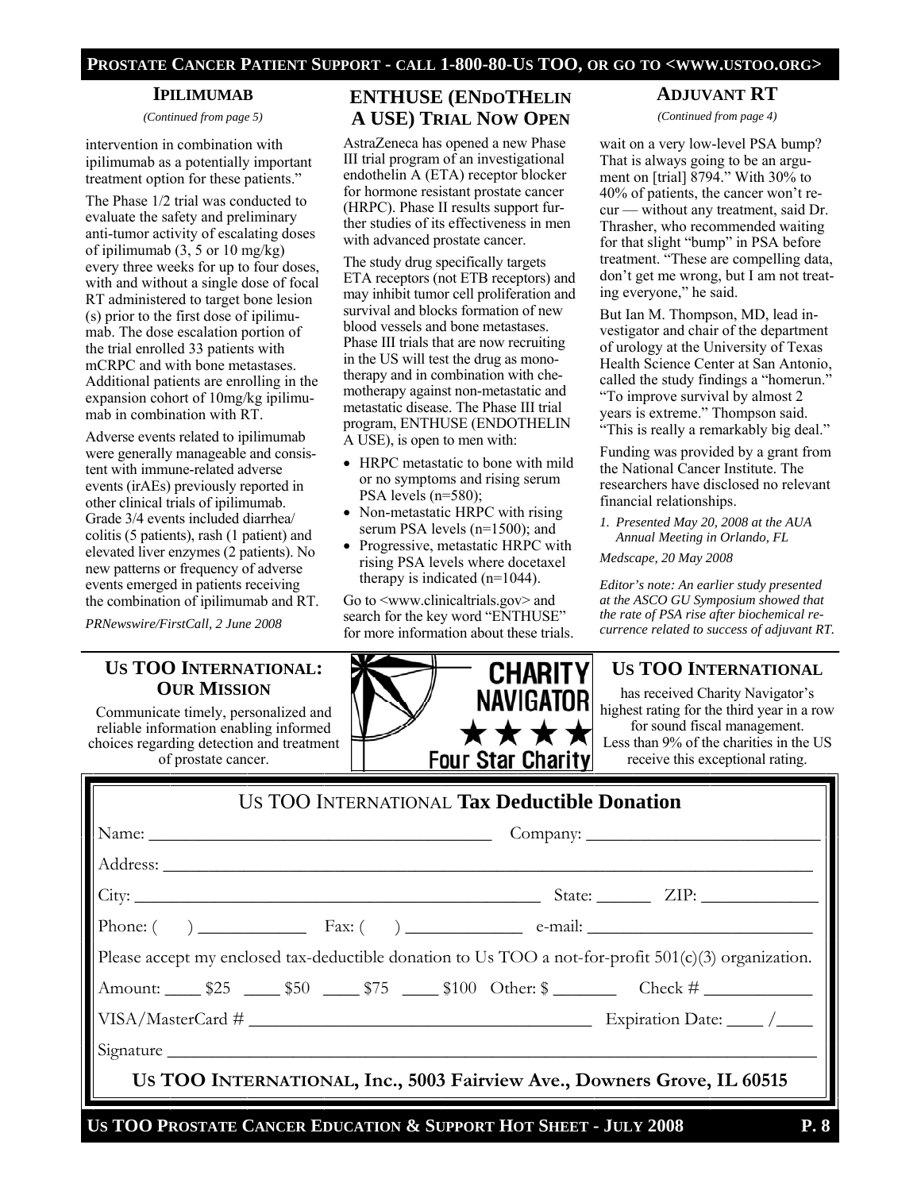## IPILIMUMAB

*(Continued from page 5)*

intervention in combination with ipilimumab as a potentially important treatment option for these patients."

The Phase 1/2 trial was conducted to evaluate the safety and preliminary anti-tumor activity of escalating doses of ipilimumab (3, 5 or 10 mg/kg) every three weeks for up to four doses, with and without a single dose of focal RT administered to target bone lesion (s) prior to the first dose of ipilimumab. The dose escalation portion of the trial enrolled 33 patients with mCRPC and with bone metastases. Additional patients are enrolling in the expansion cohort of 10mg/kg ipilimumab in combination with RT.

Adverse events related to ipilimumab were generally manageable and consistent with immune-related adverse events (irAEs) previously reported in other clinical trials of ipilimumab. Grade 3/4 events included diarrhea/colitis (5 patients), rash (1 patient) and elevated liver enzymes (2 patients). No new patterns or frequency of adverse events emerged in patients receiving the combination of ipilimumab and RT.

*PRNewswire/FirstCall, 2 June 2008*

## ENTHUSE (ENDOTHELIN A USE) TRIAL NOW OPEN

AstraZeneca has opened a new Phase III trial program of an investigational endothelin A (ETA) receptor blocker for hormone resistant prostate cancer (HRPC). Phase II results support further studies of its effectiveness in men with advanced prostate cancer.

The study drug specifically targets ETA receptors (not ETB receptors) and may inhibit tumor cell proliferation and survival and blocks formation of new blood vessels and bone metastases. Phase III trials that are now recruiting in the US will test the drug as monotherapy and in combination with chemotherapy against non-metastatic and metastatic disease. The Phase III trial program, ENTHUSE (ENDOTHELIN A USE), is open to men with:

- HRPC metastatic to bone with mild or no symptoms and rising serum PSA levels (n=580);
- Non-metastatic HRPC with rising serum PSA levels (n=1500); and
- Progressive, metastatic HRPC with rising PSA levels where docetaxel therapy is indicated (n=1044).

Go to <www.clinicaltrials.gov> and search for the key word "ENTHUSE" for more information about these trials.

## ADJUVANT RT

*(Continued from page 4)*

wait on a very low-level PSA bump? That is always going to be an argument on [trial] 8794." With 30% to 40% of patients, the cancer won't recur — without any treatment, said Dr. Thrasher, who recommended waiting for that slight "bump" in PSA before treatment. "These are compelling data, don't get me wrong, but I am not treating everyone," he said.

But Ian M. Thompson, MD, lead investigator and chair of the department of urology at the University of Texas Health Science Center at San Antonio, called the study findings a "homerun." "To improve survival by almost 2 years is extreme." Thompson said. "This is really a remarkably big deal."

Funding was provided by a grant from the National Cancer Institute. The researchers have disclosed no relevant financial relationships.

*1. Presented May 20, 2008 at the AUA Annual Meeting in Orlando, FL*

*Medscape, 20 May 2008*

*Editor's note: An earlier study presented at the ASCO GU Symposium showed that the rate of PSA rise after biochemical recurrence related to success of adjuvant RT.*

## US TOO INTERNATIONAL: OUR MISSION

Communicate timely, personalized and reliable information enabling informed choices regarding detection and treatment of prostate cancer.

CHARITY NAVIGATOR ★★★★ Four Star Charity

## US TOO INTERNATIONAL

has received Charity Navigator's highest rating for the third year in a row for sound fiscal management. Less than 9% of the charities in the US receive this exceptional rating.

## US TOO INTERNATIONAL **Tax Deductible Donation**

Name: ______________________ Company: ______________________

Address: ____________________________________________

City: ______________________ State: ______ ZIP: ____________

Phone: ( ) ____________ Fax: ( ) ____________ e-mail: ______________________

Please accept my enclosed tax-deductible donation to Us TOO a not-for-profit 501(c)(3) organization.

Amount: ____ $25 ____ $50 ____ $75 ____ $100 Other: $ _______ Check # ___________

VISA/MasterCard # ______________________ Expiration Date: ____ /____

Signature ____________________________________________

**US TOO INTERNATIONAL, Inc., 5003 Fairview Ave., Downers Grove, IL 60515**